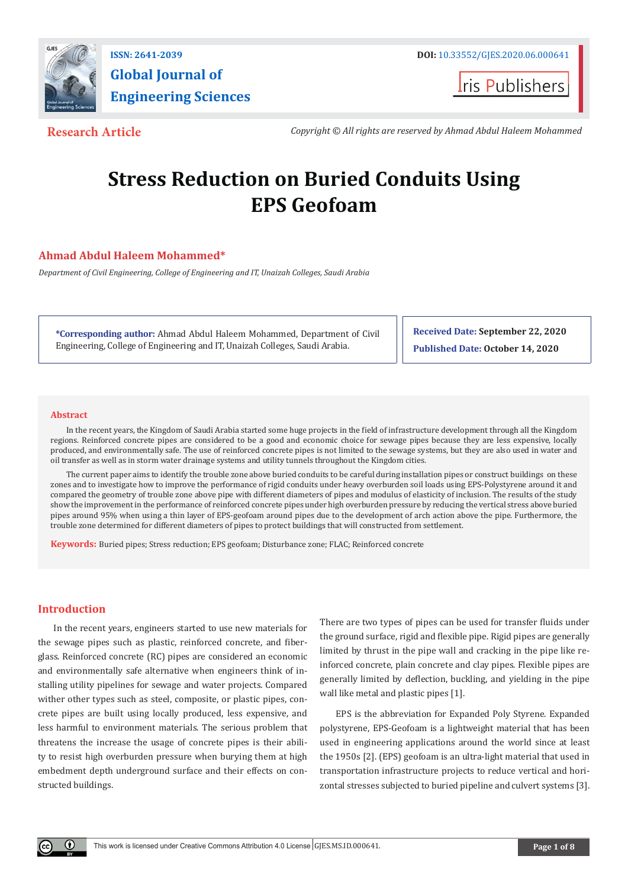ISSN: 2641-2039

DOI: 10.33552/GJES.2020.06.000641

**Global Journal of Engineering Sciences**

Iris Publishers

**Research Article**

*Copyright © All rights are reserved by Ahmad Abdul Haleem Mohammed*

# Stress Reduction on Buried Conduits Using EPS Geofoam

**Ahmad Abdul Haleem Mohammed***

*Department of Civil Engineering, College of Engineering and IT, Unaizah Colleges, Saudi Arabia*

**\*Corresponding author:** Ahmad Abdul Haleem Mohammed, Department of Civil Engineering, College of Engineering and IT, Unaizah Colleges, Saudi Arabia.

**Received Date:** September 22, 2020

**Published Date:** October 14, 2020

## Abstract

In the recent years, the Kingdom of Saudi Arabia started some huge projects in the field of infrastructure development through all the Kingdom regions. Reinforced concrete pipes are considered to be a good and economic choice for sewage pipes because they are less expensive, locally produced, and environmentally safe. The use of reinforced concrete pipes is not limited to the sewage systems, but they are also used in water and oil transfer as well as in storm water drainage systems and utility tunnels throughout the Kingdom cities.

The current paper aims to identify the trouble zone above buried conduits to be careful during installation pipes or construct buildings on these zones and to investigate how to improve the performance of rigid conduits under heavy overburden soil loads using EPS-Polystyrene around it and compared the geometry of trouble zone above pipe with different diameters of pipes and modulus of elasticity of inclusion. The results of the study show the improvement in the performance of reinforced concrete pipes under high overburden pressure by reducing the vertical stress above buried pipes around 95% when using a thin layer of EPS-geofoam around pipes due to the development of arch action above the pipe. Furthermore, the trouble zone determined for different diameters of pipes to protect buildings that will constructed from settlement.

**Keywords:** Buried pipes; Stress reduction; EPS geofoam; Disturbance zone; FLAC; Reinforced concrete

## Introduction

In the recent years, engineers started to use new materials for the sewage pipes such as plastic, reinforced concrete, and fiberglass. Reinforced concrete (RC) pipes are considered an economic and environmentally safe alternative when engineers think of installing utility pipelines for sewage and water projects. Compared wither other types such as steel, composite, or plastic pipes, concrete pipes are built using locally produced, less expensive, and less harmful to environment materials. The serious problem that threatens the increase the usage of concrete pipes is their ability to resist high overburden pressure when burying them at high embedment depth underground surface and their effects on constructed buildings.

There are two types of pipes can be used for transfer fluids under the ground surface, rigid and flexible pipe. Rigid pipes are generally limited by thrust in the pipe wall and cracking in the pipe like reinforced concrete, plain concrete and clay pipes. Flexible pipes are generally limited by deflection, buckling, and yielding in the pipe wall like metal and plastic pipes [1].

EPS is the abbreviation for Expanded Poly Styrene. Expanded polystyrene, EPS-Geofoam is a lightweight material that has been used in engineering applications around the world since at least the 1950s [2]. (EPS) geofoam is an ultra-light material that used in transportation infrastructure projects to reduce vertical and horizontal stresses subjected to buried pipeline and culvert systems [3].

This work is licensed under Creative Commons Attribution 4.0 License GJES.MS.ID.000641.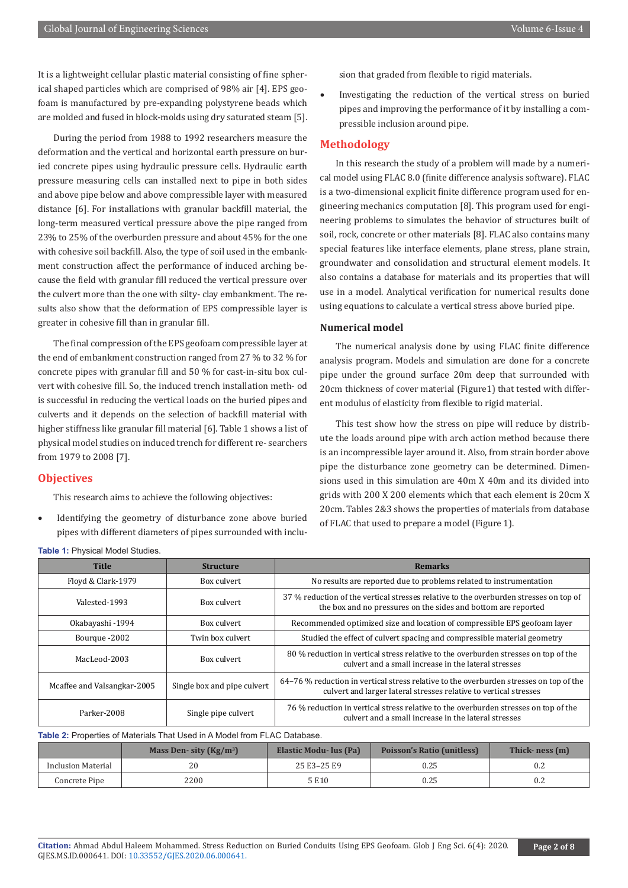It is a lightweight cellular plastic material consisting of fine spherical shaped particles which are comprised of 98% air [4]. EPS geofoam is manufactured by pre-expanding polystyrene beads which are molded and fused in block-molds using dry saturated steam [5].

During the period from 1988 to 1992 researchers measure the deformation and the vertical and horizontal earth pressure on buried concrete pipes using hydraulic pressure cells. Hydraulic earth pressure measuring cells can installed next to pipe in both sides and above pipe below and above compressible layer with measured distance [6]. For installations with granular backfill material, the long-term measured vertical pressure above the pipe ranged from 23% to 25% of the overburden pressure and about 45% for the one with cohesive soil backfill. Also, the type of soil used in the embankment construction affect the performance of induced arching because the field with granular fill reduced the vertical pressure over the culvert more than the one with silty- clay embankment. The results also show that the deformation of EPS compressible layer is greater in cohesive fill than in granular fill.

The final compression of the EPS geofoam compressible layer at the end of embankment construction ranged from 27 % to 32 % for concrete pipes with granular fill and 50 % for cast-in-situ box culvert with cohesive fill. So, the induced trench installation meth- od is successful in reducing the vertical loads on the buried pipes and culverts and it depends on the selection of backfill material with higher stiffness like granular fill material [6]. Table 1 shows a list of physical model studies on induced trench for different re- searchers from 1979 to 2008 [7].

## Objectives

This research aims to achieve the following objectives:

- Identifying the geometry of disturbance zone above buried pipes with different diameters of pipes surrounded with inclusion that graded from flexible to rigid materials.
- Investigating the reduction of the vertical stress on buried pipes and improving the performance of it by installing a compressible inclusion around pipe.

## Methodology

In this research the study of a problem will made by a numerical model using FLAC 8.0 (finite difference analysis software). FLAC is a two-dimensional explicit finite difference program used for engineering mechanics computation [8]. This program used for engineering problems to simulates the behavior of structures built of soil, rock, concrete or other materials [8]. FLAC also contains many special features like interface elements, plane stress, plane strain, groundwater and consolidation and structural element models. It also contains a database for materials and its properties that will use in a model. Analytical verification for numerical results done using equations to calculate a vertical stress above buried pipe.

### Numerical model

The numerical analysis done by using FLAC finite difference analysis program. Models and simulation are done for a concrete pipe under the ground surface 20m deep that surrounded with 20cm thickness of cover material (Figure1) that tested with different modulus of elasticity from flexible to rigid material.

This test show how the stress on pipe will reduce by distribute the loads around pipe with arch action method because there is an incompressible layer around it. Also, from strain border above pipe the disturbance zone geometry can be determined. Dimensions used in this simulation are 40m X 40m and its divided into grids with 200 X 200 elements which that each element is 20cm X 20cm. Tables 2&3 shows the properties of materials from database of FLAC that used to prepare a model (Figure 1).

**Table 1:** Physical Model Studies.

| Title | Structure | Remarks |
|---|---|---|
| Floyd & Clark-1979 | Box culvert | No results are reported due to problems related to instrumentation |
| Valested-1993 | Box culvert | 37 % reduction of the vertical stresses relative to the overburden stresses on top of the box and no pressures on the sides and bottom are reported |
| Okabayashi -1994 | Box culvert | Recommended optimized size and location of compressible EPS geofoam layer |
| Bourque -2002 | Twin box culvert | Studied the effect of culvert spacing and compressible material geometry |
| MacLeod-2003 | Box culvert | 80 % reduction in vertical stress relative to the overburden stresses on top of the culvert and a small increase in the lateral stresses |
| Mcaffee and Valsangkar-2005 | Single box and pipe culvert | 64–76 % reduction in vertical stress relative to the overburden stresses on top of the culvert and larger lateral stresses relative to vertical stresses |
| Parker-2008 | Single pipe culvert | 76 % reduction in vertical stress relative to the overburden stresses on top of the culvert and a small increase in the lateral stresses |

**Table 2:** Properties of Materials That Used in A Model from FLAC Database.

| | Mass Den- sity (Kg/m³) | Elastic Modu- lus (Pa) | Poisson's Ratio (unitless) | Thick- ness (m) |
|---|---|---|---|---|
| Inclusion Material | 20 | 25 E3–25 E9 | 0.25 | 0.2 |
| Concrete Pipe | 2200 | 5 E10 | 0.25 | 0.2 |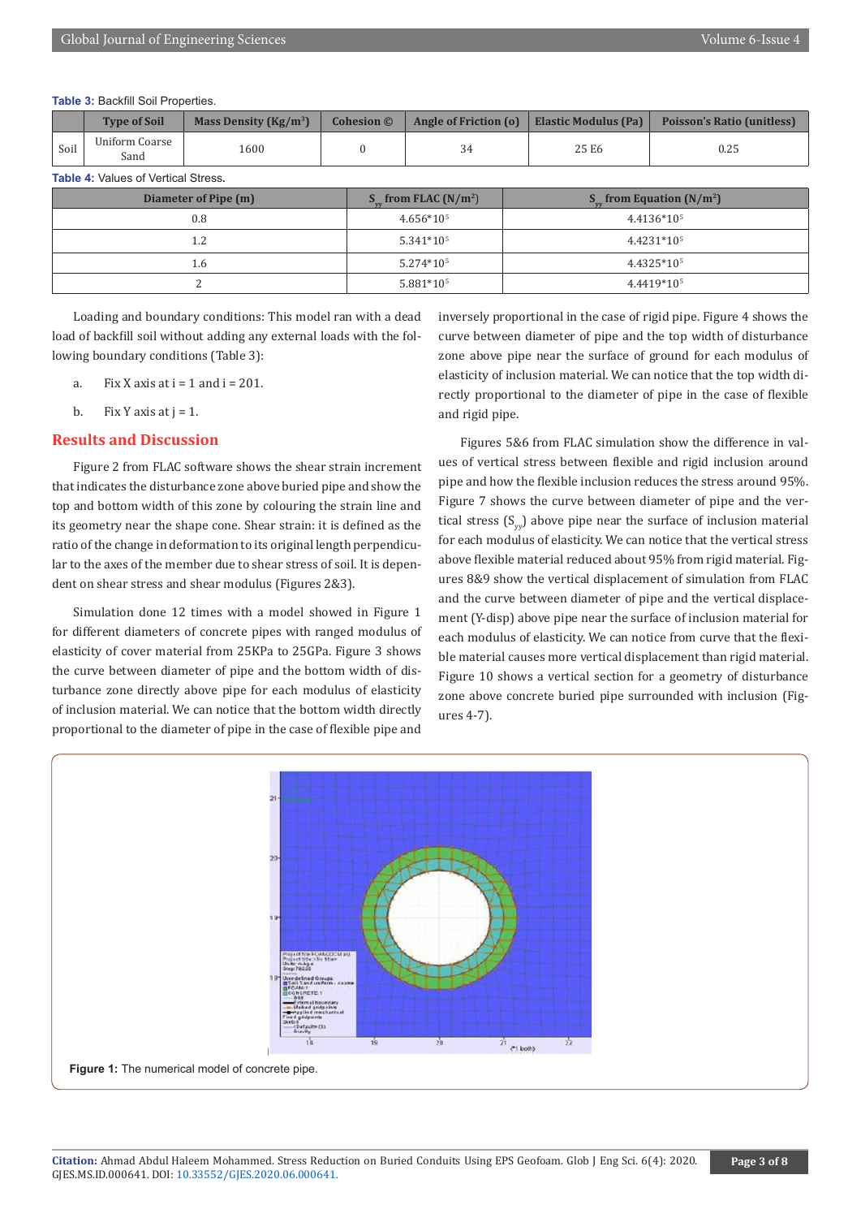**Table 3:** Backfill Soil Properties.

| | Type of Soil | Mass Density (Kg/m$^3$) | Cohesion © | Angle of Friction (o) | Elastic Modulus (Pa) | Poisson's Ratio (unitless) |
|---|---|---|---|---|---|---|
| Soil | Uniform Coarse Sand | 1600 | 0 | 34 | 25 E6 | 0.25 |

**Table 4:** Values of Vertical Stress.

| Diameter of Pipe (m) | $S_{yy}$ from FLAC (N/m$^2$) | $S_{yy}$ from Equation (N/m$^2$) |
|---|---|---|
| 0.8 | 4.656*10$^5$ | 4.4136*10$^5$ |
| 1.2 | 5.341*10$^5$ | 4.4231*10$^5$ |
| 1.6 | 5.274*10$^5$ | 4.4325*10$^5$ |
| 2 | 5.881*10$^5$ | 4.4419*10$^5$ |

Loading and boundary conditions: This model ran with a dead load of backfill soil without adding any external loads with the following boundary conditions (Table 3):

a. Fix X axis at i = 1 and i = 201.

b. Fix Y axis at j = 1.

## Results and Discussion

Figure 2 from FLAC software shows the shear strain increment that indicates the disturbance zone above buried pipe and show the top and bottom width of this zone by colouring the strain line and its geometry near the shape cone. Shear strain: it is defined as the ratio of the change in deformation to its original length perpendicular to the axes of the member due to shear stress of soil. It is dependent on shear stress and shear modulus (Figures 2&3).

Simulation done 12 times with a model showed in Figure 1 for different diameters of concrete pipes with ranged modulus of elasticity of cover material from 25KPa to 25GPa. Figure 3 shows the curve between diameter of pipe and the bottom width of disturbance zone directly above pipe for each modulus of elasticity of inclusion material. We can notice that the bottom width directly proportional to the diameter of pipe in the case of flexible pipe and inversely proportional in the case of rigid pipe. Figure 4 shows the curve between diameter of pipe and the top width of disturbance zone above pipe near the surface of ground for each modulus of elasticity of inclusion material. We can notice that the top width directly proportional to the diameter of pipe in the case of flexible and rigid pipe.

Figures 5&6 from FLAC simulation show the difference in values of vertical stress between flexible and rigid inclusion around pipe and how the flexible inclusion reduces the stress around 95%. Figure 7 shows the curve between diameter of pipe and the vertical stress ($S_{yy}$) above pipe near the surface of inclusion material for each modulus of elasticity. We can notice that the vertical stress above flexible material reduced about 95% from rigid material. Figures 8&9 show the vertical displacement of simulation from FLAC and the curve between diameter of pipe and the vertical displacement (Y-disp) above pipe near the surface of inclusion material for each modulus of elasticity. We can notice from curve that the flexible material causes more vertical displacement than rigid material. Figure 10 shows a vertical section for a geometry of disturbance zone above concrete buried pipe surrounded with inclusion (Figures 4-7).

**Figure 1:** The numerical model of concrete pipe.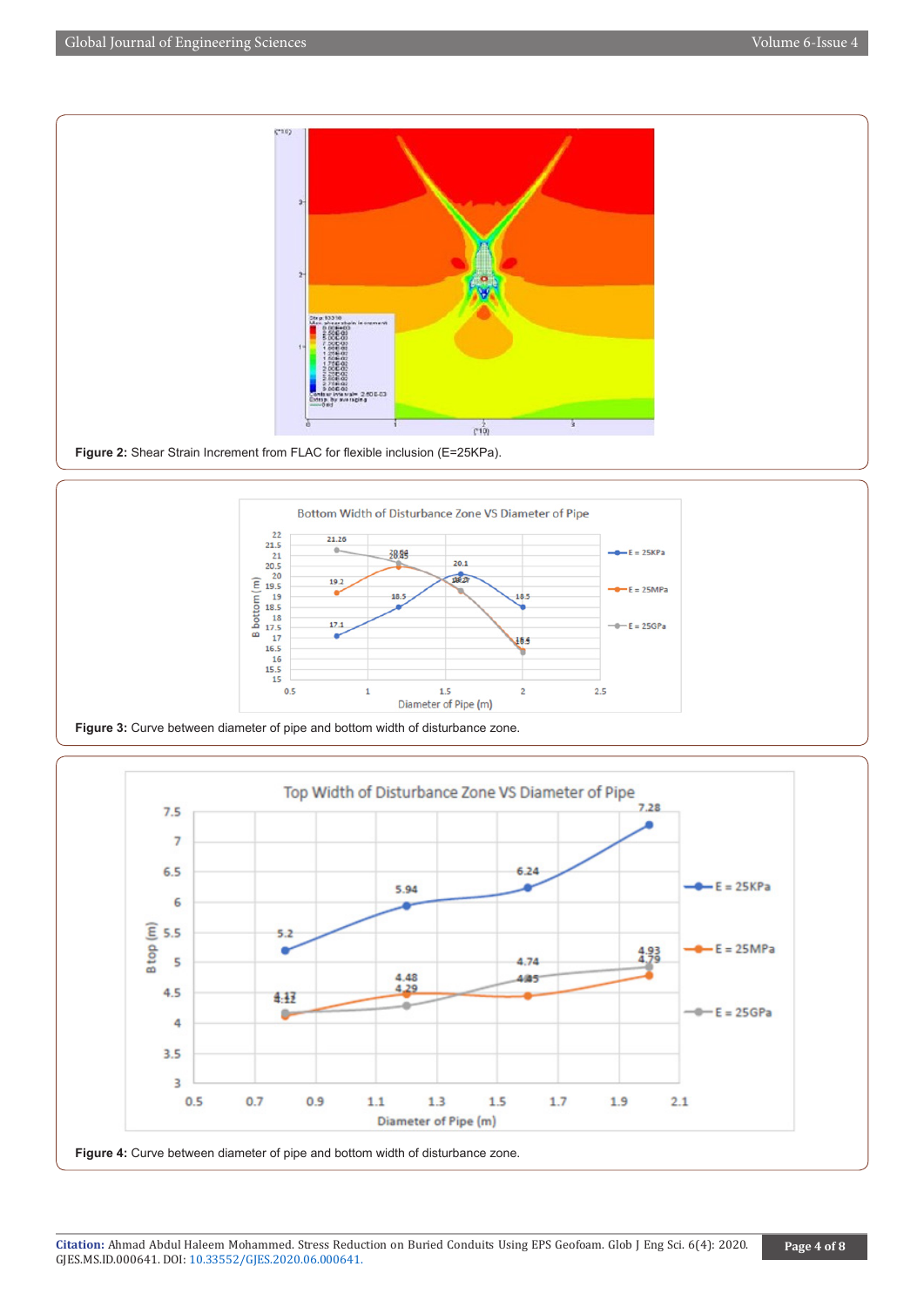Figure 2: Shear Strain Increment from FLAC for flexible inclusion (E=25KPa).

Figure 3: Curve between diameter of pipe and bottom width of disturbance zone.

Figure 4: Curve between diameter of pipe and bottom width of disturbance zone.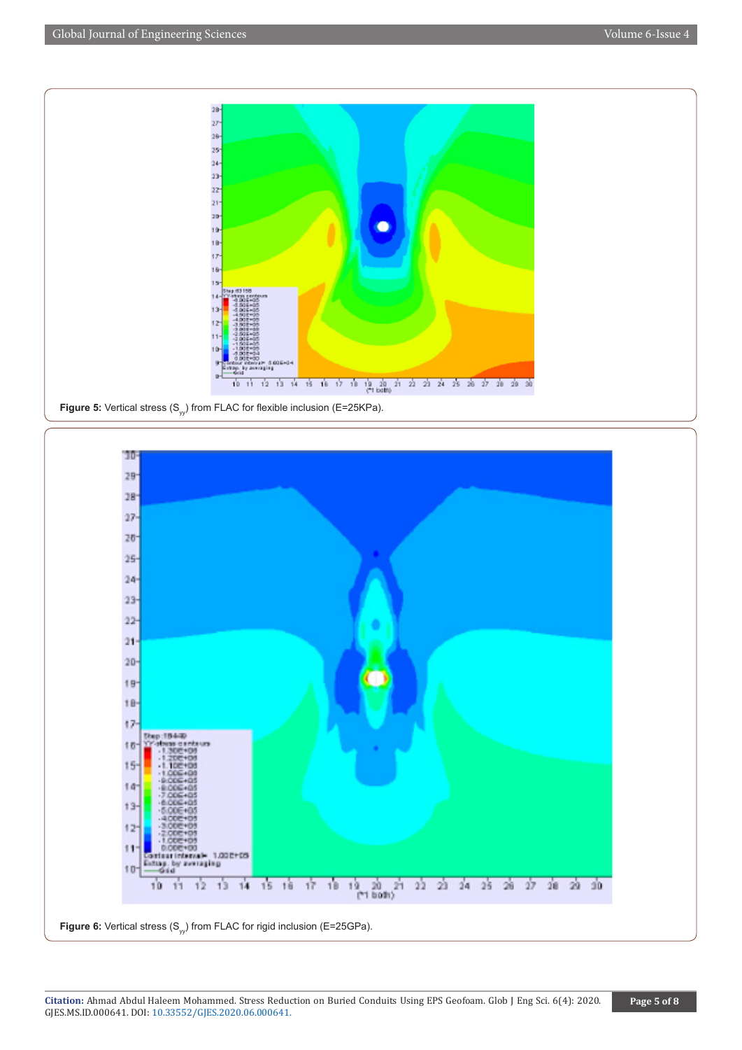Figure 5: Vertical stress ($S_{yy}$) from FLAC for flexible inclusion (E=25KPa).

Figure 6: Vertical stress ($S_{yy}$) from FLAC for rigid inclusion (E=25GPa).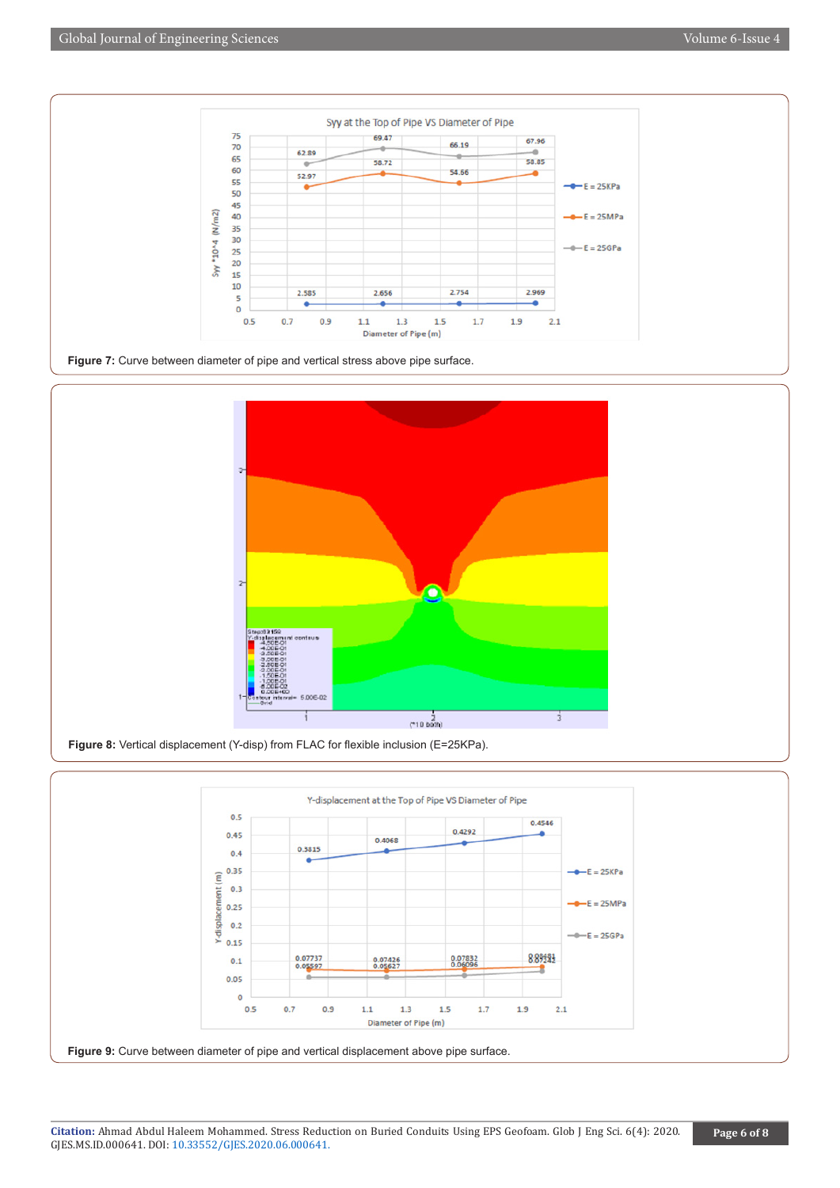Figure 7: Curve between diameter of pipe and vertical stress above pipe surface.

Figure 8: Vertical displacement (Y-disp) from FLAC for flexible inclusion (E=25KPa).

Figure 9: Curve between diameter of pipe and vertical displacement above pipe surface.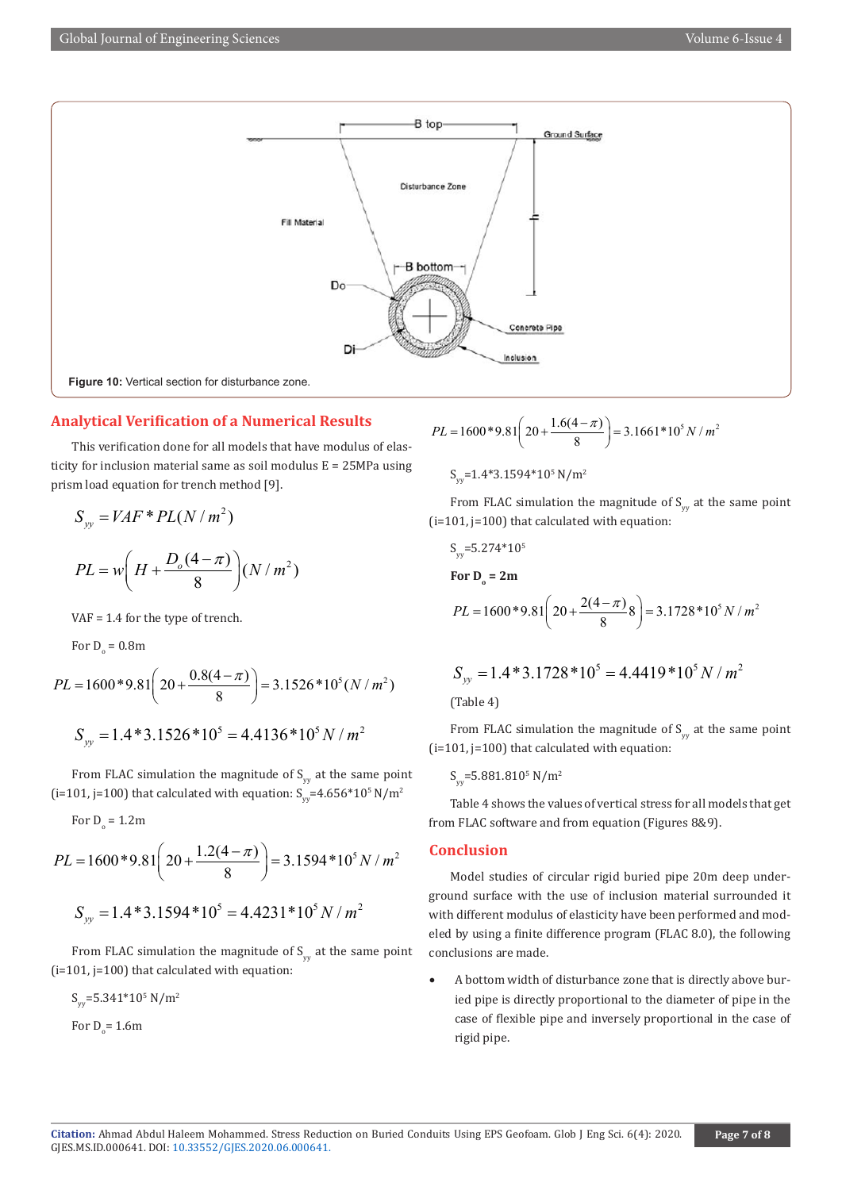Figure 10: Vertical section for disturbance zone.

## Analytical Verification of a Numerical Results

This verification done for all models that have modulus of elasticity for inclusion material same as soil modulus E = 25MPa using prism load equation for trench method [9].

$$S_{yy} = VAF * PL(N/m^2)$$

$$PL = w\left(H + \frac{D_o(4-\pi)}{8}\right)(N/m^2)$$

VAF = 1.4 for the type of trench.

For $D_o$ = 0.8m

$$PL = 1600*9.81\left(20 + \frac{0.8(4-\pi)}{8}\right) = 3.1526*10^5(N/m^2)$$

$$S_{yy} = 1.4*3.1526*10^5 = 4.4136*10^5 N/m^2$$

From FLAC simulation the magnitude of $S_{yy}$ at the same point (i=101, j=100) that calculated with equation: $S_{yy}$=4.656*10$^5$ N/m$^2$

For $D_o$ = 1.2m

$$PL = 1600*9.81\left(20 + \frac{1.2(4-\pi)}{8}\right) = 3.1594*10^5 N/m^2$$

$$S_{yy} = 1.4*3.1594*10^5 = 4.4231*10^5 N/m^2$$

From FLAC simulation the magnitude of $S_{yy}$ at the same point (i=101, j=100) that calculated with equation:

$S_{yy}$=5.341*10$^5$ N/m$^2$

For $D_o$= 1.6m

$$PL = 1600*9.81\left(20 + \frac{1.6(4-\pi)}{8}\right) = 3.1661*10^5 N/m^2$$

$S_{yy}$=1.4*3.1594*10$^5$ N/m$^2$

From FLAC simulation the magnitude of $S_{yy}$ at the same point (i=101, j=100) that calculated with equation:

$S_{yy}$=5.274*10$^5$

**For $D_o$ = 2m**

$$PL = 1600*9.81\left(20 + \frac{2(4-\pi)}{8}8\right) = 3.1728*10^5 N/m^2$$

$$S_{yy} = 1.4*3.1728*10^5 = 4.4419*10^5 N/m^2$$

(Table 4)

From FLAC simulation the magnitude of $S_{yy}$ at the same point (i=101, j=100) that calculated with equation:

$S_{yy}$=5.881.81O$^5$ N/m$^2$

Table 4 shows the values of vertical stress for all models that get from FLAC software and from equation (Figures 8&9).

## Conclusion

Model studies of circular rigid buried pipe 20m deep underground surface with the use of inclusion material surrounded it with different modulus of elasticity have been performed and modeled by using a finite difference program (FLAC 8.0), the following conclusions are made.

- A bottom width of disturbance zone that is directly above buried pipe is directly proportional to the diameter of pipe in the case of flexible pipe and inversely proportional in the case of rigid pipe.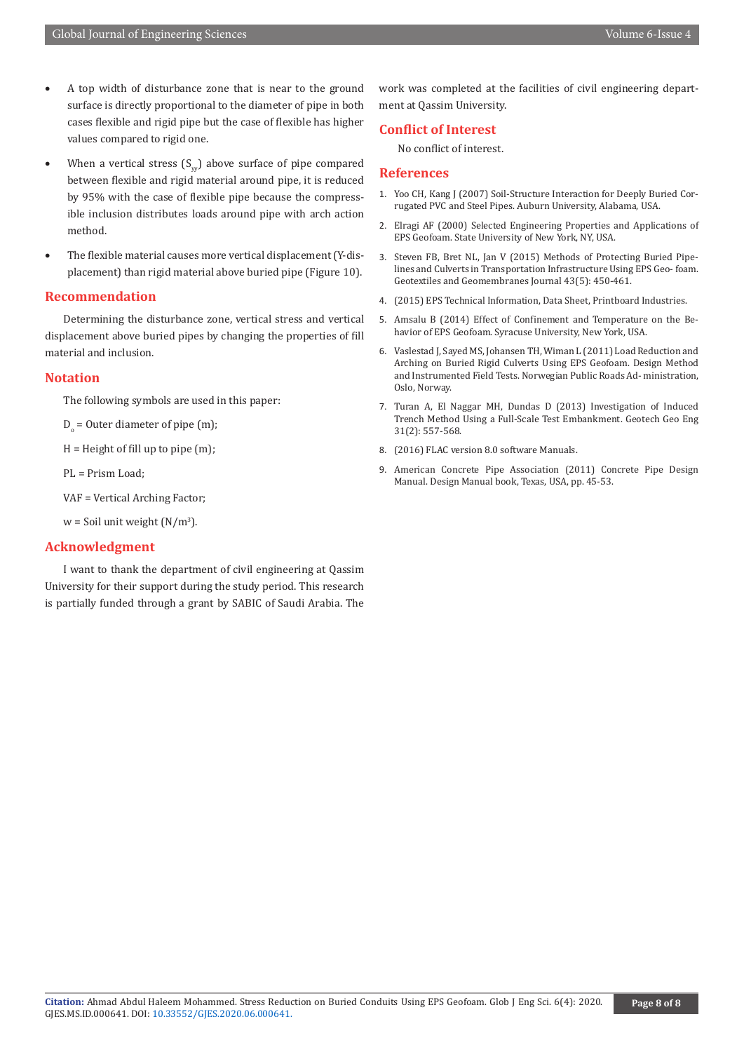- A top width of disturbance zone that is near to the ground surface is directly proportional to the diameter of pipe in both cases flexible and rigid pipe but the case of flexible has higher values compared to rigid one.
- When a vertical stress ($S_{yy}$) above surface of pipe compared between flexible and rigid material around pipe, it is reduced by 95% with the case of flexible pipe because the compressible inclusion distributes loads around pipe with arch action method.
- The flexible material causes more vertical displacement (Y-displacement) than rigid material above buried pipe (Figure 10).

## Recommendation

Determining the disturbance zone, vertical stress and vertical displacement above buried pipes by changing the properties of fill material and inclusion.

## Notation

The following symbols are used in this paper:

$D_o$ = Outer diameter of pipe (m);

H = Height of fill up to pipe (m);

PL = Prism Load;

VAF = Vertical Arching Factor;

w = Soil unit weight ($N/m^3$).

## Acknowledgment

I want to thank the department of civil engineering at Qassim University for their support during the study period. This research is partially funded through a grant by SABIC of Saudi Arabia. The work was completed at the facilities of civil engineering department at Qassim University.

## Conflict of Interest

No conflict of interest.

## References

1. Yoo CH, Kang J (2007) Soil-Structure Interaction for Deeply Buried Corrugated PVC and Steel Pipes. Auburn University, Alabama, USA.
2. Elragi AF (2000) Selected Engineering Properties and Applications of EPS Geofoam. State University of New York, NY, USA.
3. Steven FB, Bret NL, Jan V (2015) Methods of Protecting Buried Pipelines and Culverts in Transportation Infrastructure Using EPS Geo- foam. Geotextiles and Geomembranes Journal 43(5): 450-461.
4. (2015) EPS Technical Information, Data Sheet, Printboard Industries.
5. Amsalu B (2014) Effect of Confinement and Temperature on the Behavior of EPS Geofoam. Syracuse University, New York, USA.
6. Vaslestad J, Sayed MS, Johansen TH, Wiman L (2011) Load Reduction and Arching on Buried Rigid Culverts Using EPS Geofoam. Design Method and Instrumented Field Tests. Norwegian Public Roads Ad- ministration, Oslo, Norway.
7. Turan A, El Naggar MH, Dundas D (2013) Investigation of Induced Trench Method Using a Full-Scale Test Embankment. Geotech Geo Eng 31(2): 557-568.
8. (2016) FLAC version 8.0 software Manuals.
9. American Concrete Pipe Association (2011) Concrete Pipe Design Manual. Design Manual book, Texas, USA, pp. 45-53.

**Citation:** Ahmad Abdul Haleem Mohammed. Stress Reduction on Buried Conduits Using EPS Geofoam. Glob J Eng Sci. 6(4): 2020. GJES.MS.ID.000641. DOI: 10.33552/GJES.2020.06.000641.